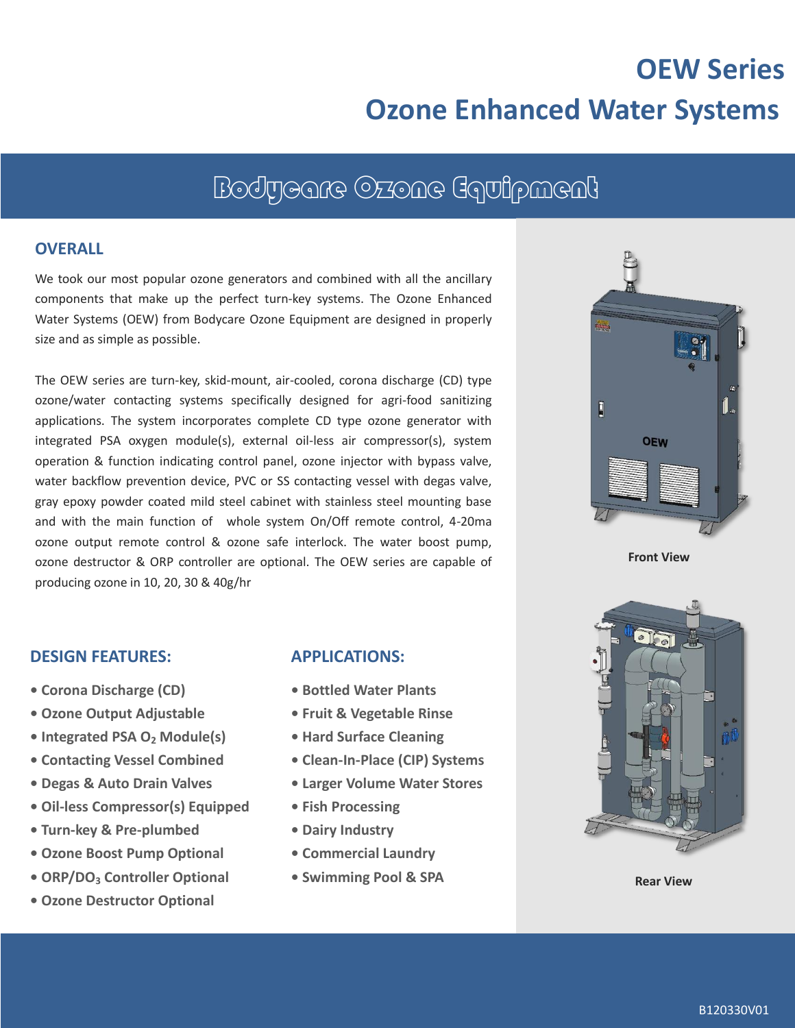# OEW Series

# Ozone Enhanced Water Systems

## Bodycare Ozone Equipment

### OVERALL

We took our most popular ozone generators and combined with all the ancillary components that make up the perfect turn-key systems. The Ozone Enhanced Water Systems (OEW) from Bodycare Ozone Equipment are designed in properly size and as simple as possible.

The OEW series are turn-key, skid-mount, air-cooled, corona discharge (CD) type ozone/water contacting systems specifically designed for agri-food sanitizing applications. The system incorporates complete CD type ozone generator with integrated PSA oxygen module(s), external oil-less air compressor(s), system operation & function indicating control panel, ozone injector with bypass valve, water backflow prevention device, PVC or SS contacting vessel with degas valve, gray epoxy powder coated mild steel cabinet with stainless steel mounting base and with the main function of whole system On/Off remote control, 4-20ma ozone output remote control & ozone safe interlock. The water boost pump, ozone destructor & ORP controller are optional. The OEW series are capable of producing ozone in 10, 20, 30 & 40g/hr

Front View

Rear View

### DESIGN FEATURES:

- **Corona Discharge (CD)**
- **Ozone Output Adjustable**
- **Integrated PSA $O_2$ Module(s)**
- **Contacting Vessel Combined**
- **Degas & Auto Drain Valves**
- **Oil-less Compressor(s) Equipped**
- **Turn-key & Pre-plumbed**
- **Ozone Boost Pump Optional**
- **ORP/$DO_3$ Controller Optional**
- **Ozone Destructor Optional**

### APPLICATIONS:

- **Bottled Water Plants**
- **Fruit & Vegetable Rinse**
- **Hard Surface Cleaning**
- **Clean-In-Place (CIP) Systems**
- **Larger Volume Water Stores**
- **Fish Processing**
- **Dairy Industry**
- **Commercial Laundry**
- **Swimming Pool & SPA**

B120330V01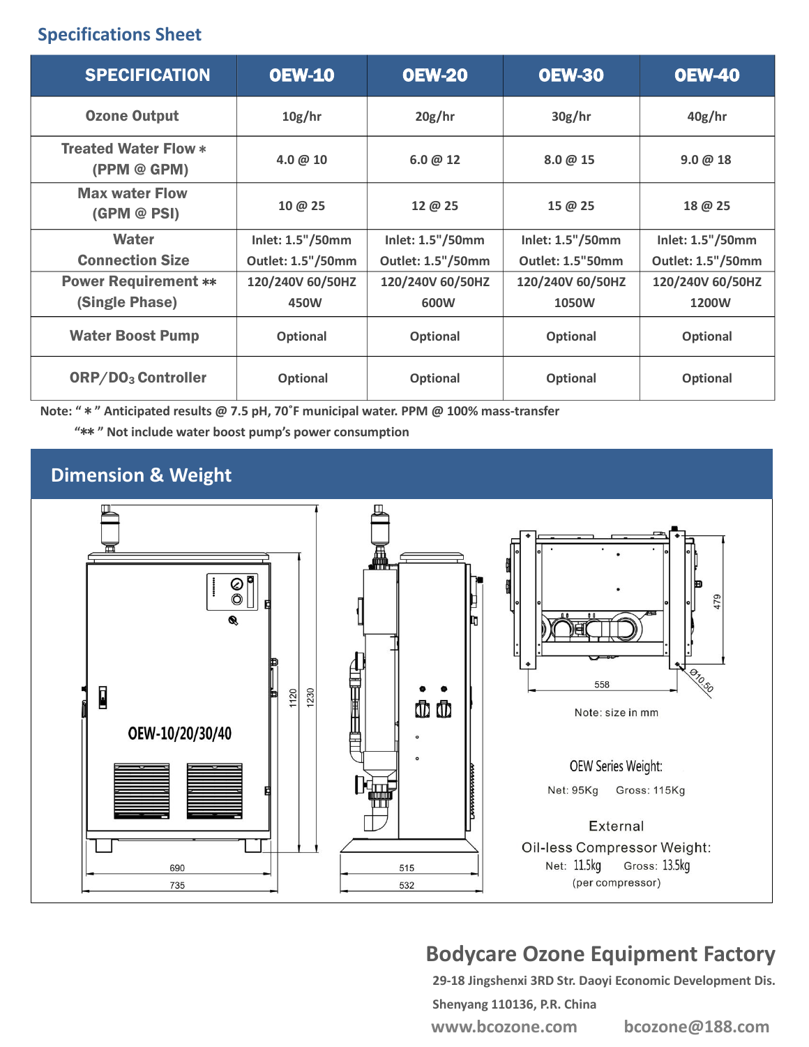## Specifications Sheet

| SPECIFICATION | OEW-10 | OEW-20 | OEW-30 | OEW-40 |
|---|---|---|---|---|
| Ozone Output | 10g/hr | 20g/hr | 30g/hr | 40g/hr |
| Treated Water Flow * (PPM @ GPM) | 4.0 @ 10 | 6.0 @ 12 | 8.0 @ 15 | 9.0 @ 18 |
| Max water Flow (GPM @ PSI) | 10 @ 25 | 12 @ 25 | 15 @ 25 | 18 @ 25 |
| Water Connection Size | Inlet: 1.5"/50mm Outlet: 1.5"/50mm | Inlet: 1.5"/50mm Outlet: 1.5"/50mm | Inlet: 1.5"/50mm Outlet: 1.5"50mm | Inlet: 1.5"/50mm Outlet: 1.5"/50mm |
| Power Requirement ** (Single Phase) | 120/240V 60/50HZ 450W | 120/240V 60/50HZ 600W | 120/240V 60/50HZ 1050W | 120/240V 60/50HZ 1200W |
| Water Boost Pump | Optional | Optional | Optional | Optional |
| ORP/$DO_3$ Controller | Optional | Optional | Optional | Optional |

Note: " * " Anticipated results @ 7.5 pH, 70˚F municipal water. PPM @ 100% mass-transfer

"** " Not include water boost pump's power consumption

## Dimension & Weight

OEW-10/20/30/40

1120
1230
690
735
515
532
479
558
Ø10.50

Note: size in mm

OEW Series Weight:
Net: 95Kg Gross: 115Kg

External
Oil-less Compressor Weight:
Net: 11.5kg Gross: 13.5kg
(per compressor)

**Bodycare Ozone Equipment Factory**

29-18 Jingshenxi 3RD Str. Daoyi Economic Development Dis.

Shenyang 110136, P.R. China

www.bcozone.com bcozone@188.com